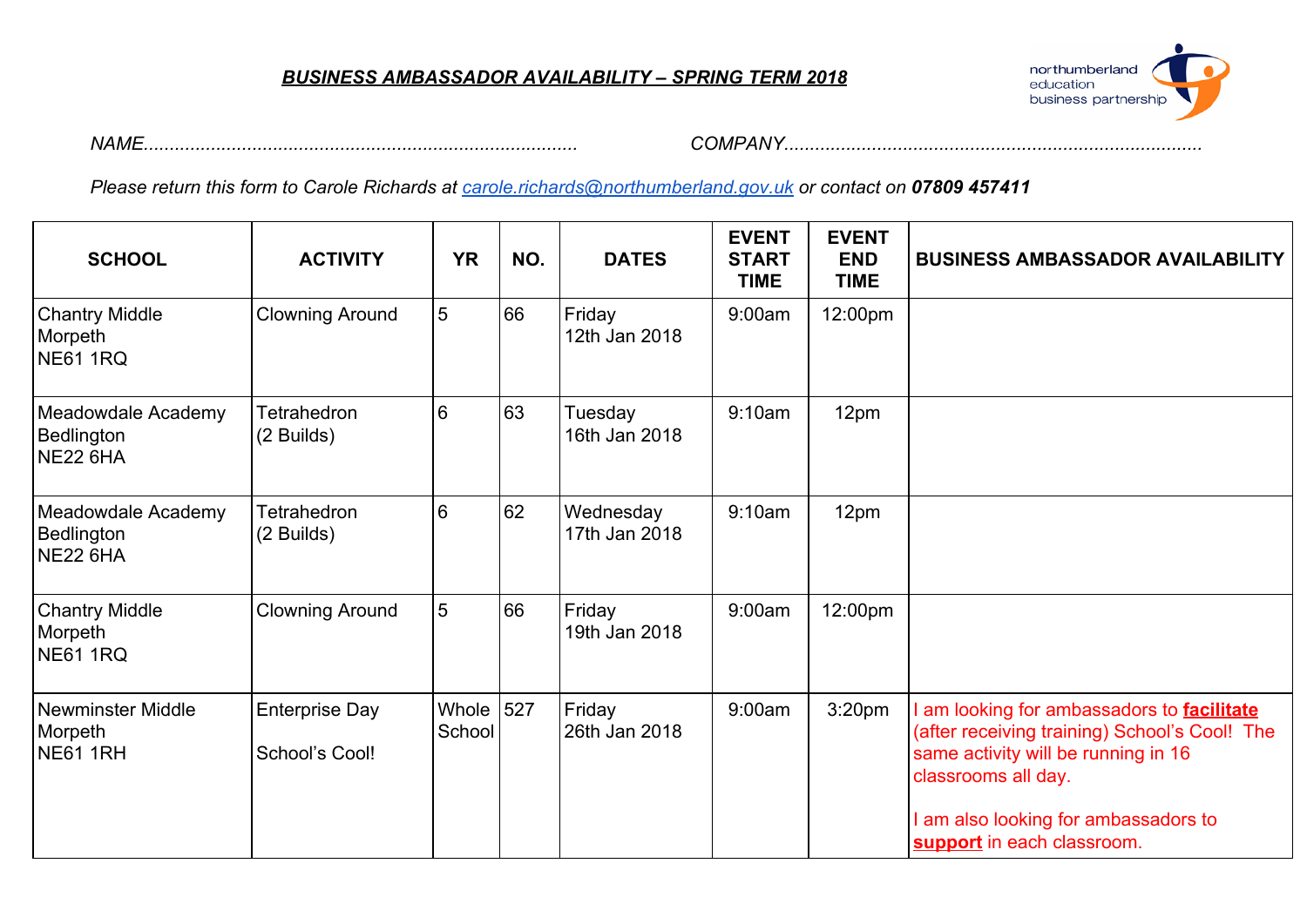## ***BUSINESS AMBASSADOR AVAILABILITY – SPRING TERM 2018***

northumberland education business partnership

*NAME...................................................................................* *COMPANY...............................................................................*

*Please return this form to Carole Richards at carole.richards@northumberland.gov.uk or contact on **07809 457411***

| SCHOOL | ACTIVITY | YR | NO. | DATES | EVENT START TIME | EVENT END TIME | BUSINESS AMBASSADOR AVAILABILITY |
|---|---|---|---|---|---|---|---|
| Chantry Middle<br>Morpeth<br>NE61 1RQ | Clowning Around | 5 | 66 | Friday<br>12th Jan 2018 | 9:00am | 12:00pm | |
| Meadowdale Academy<br>Bedlington<br>NE22 6HA | Tetrahedron<br>(2 Builds) | 6 | 63 | Tuesday<br>16th Jan 2018 | 9:10am | 12pm | |
| Meadowdale Academy<br>Bedlington<br>NE22 6HA | Tetrahedron<br>(2 Builds) | 6 | 62 | Wednesday<br>17th Jan 2018 | 9:10am | 12pm | |
| Chantry Middle<br>Morpeth<br>NE61 1RQ | Clowning Around | 5 | 66 | Friday<br>19th Jan 2018 | 9:00am | 12:00pm | |
| Newminster Middle<br>Morpeth<br>NE61 1RH | Enterprise Day<br><br>School's Cool! | Whole School | 527 | Friday<br>26th Jan 2018 | 9:00am | 3:20pm | I am looking for ambassadors to **facilitate** (after receiving training) School's Cool! The same activity will be running in 16 classrooms all day.<br><br>I am also looking for ambassadors to **support** in each classroom. |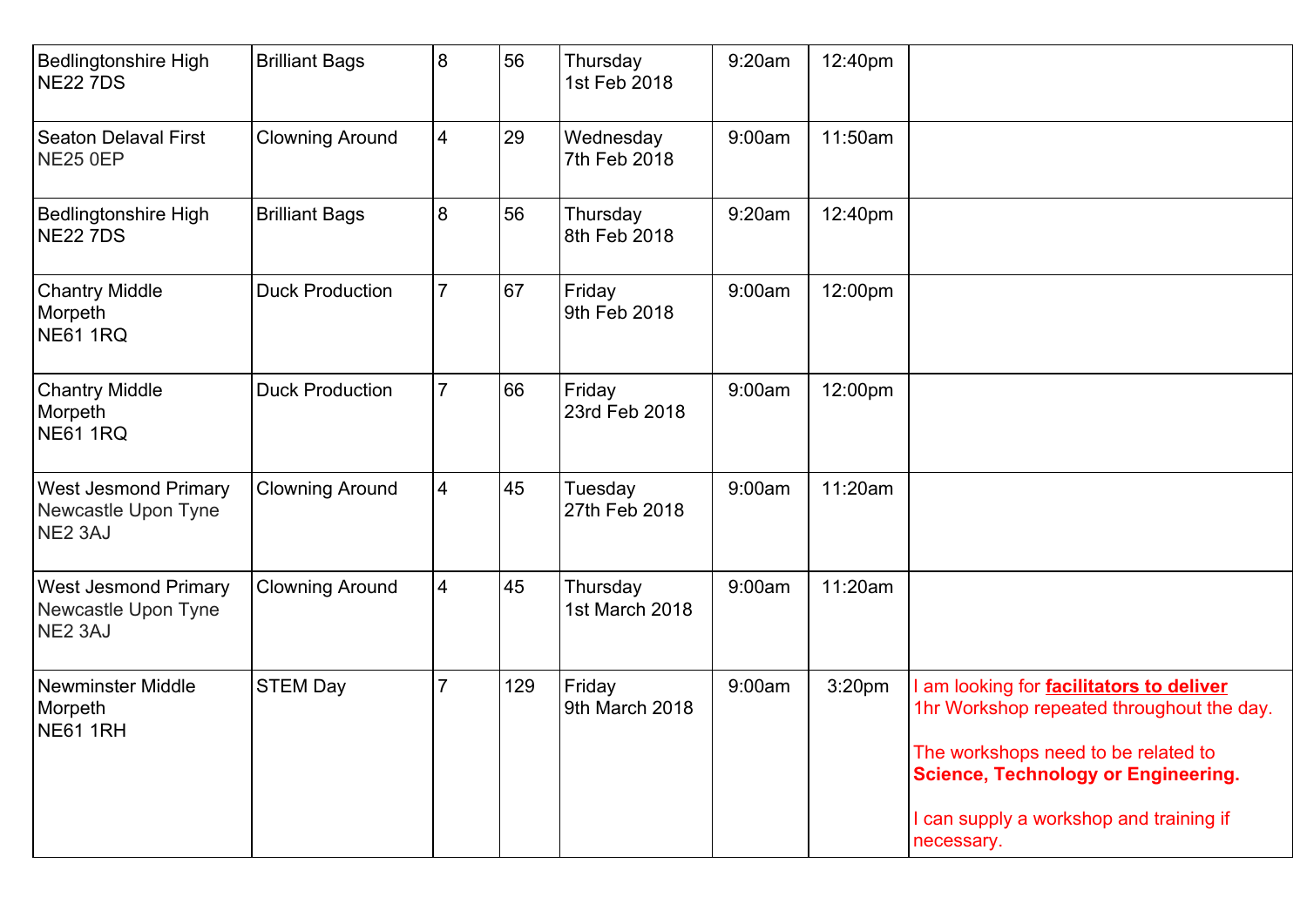| | | | | | | | |
|---|---|---|---|---|---|---|---|
| Bedlingtonshire High<br>NE22 7DS | Brilliant Bags | 8 | 56 | Thursday<br>1st Feb 2018 | 9:20am | 12:40pm | |
| Seaton Delaval First<br>NE25 0EP | Clowning Around | 4 | 29 | Wednesday<br>7th Feb 2018 | 9:00am | 11:50am | |
| Bedlingtonshire High<br>NE22 7DS | Brilliant Bags | 8 | 56 | Thursday<br>8th Feb 2018 | 9:20am | 12:40pm | |
| Chantry Middle<br>Morpeth<br>NE61 1RQ | Duck Production | 7 | 67 | Friday<br>9th Feb 2018 | 9:00am | 12:00pm | |
| Chantry Middle<br>Morpeth<br>NE61 1RQ | Duck Production | 7 | 66 | Friday<br>23rd Feb 2018 | 9:00am | 12:00pm | |
| West Jesmond Primary<br>Newcastle Upon Tyne<br>NE2 3AJ | Clowning Around | 4 | 45 | Tuesday<br>27th Feb 2018 | 9:00am | 11:20am | |
| West Jesmond Primary<br>Newcastle Upon Tyne<br>NE2 3AJ | Clowning Around | 4 | 45 | Thursday<br>1st March 2018 | 9:00am | 11:20am | |
| Newminster Middle<br>Morpeth<br>NE61 1RH | STEM Day | 7 | 129 | Friday<br>9th March 2018 | 9:00am | 3:20pm | I am looking for **facilitators to deliver** 1hr Workshop repeated throughout the day.<br><br>The workshops need to be related to **Science, Technology or Engineering.**<br><br>I can supply a workshop and training if necessary. |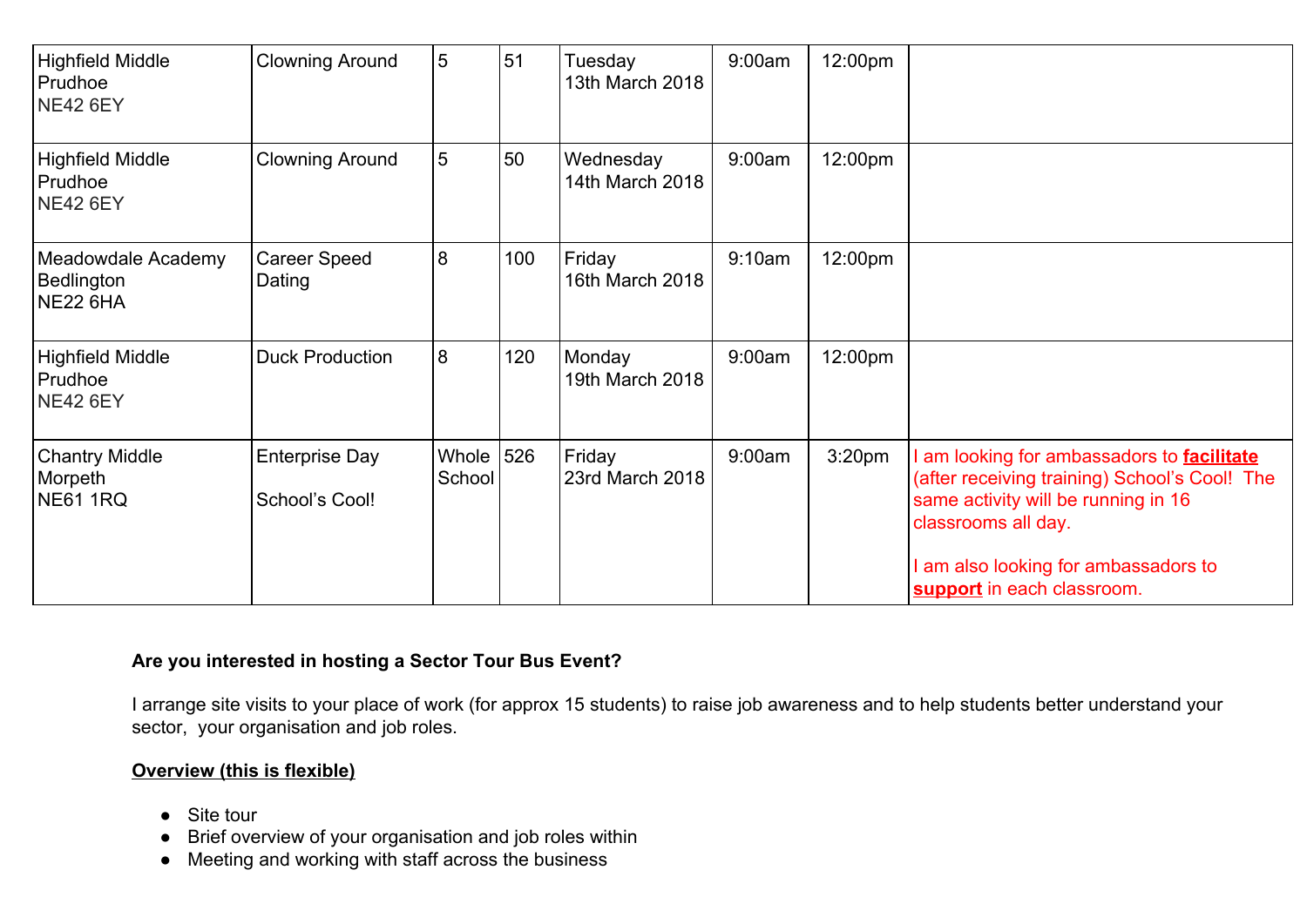| | | | | | | | |
|---|---|---|---|---|---|---|---|
| Highfield Middle<br>Prudhoe<br>NE42 6EY | Clowning Around | 5 | 51 | Tuesday<br>13th March 2018 | 9:00am | 12:00pm | |
| Highfield Middle<br>Prudhoe<br>NE42 6EY | Clowning Around | 5 | 50 | Wednesday<br>14th March 2018 | 9:00am | 12:00pm | |
| Meadowdale Academy<br>Bedlington<br>NE22 6HA | Career Speed Dating | 8 | 100 | Friday<br>16th March 2018 | 9:10am | 12:00pm | |
| Highfield Middle<br>Prudhoe<br>NE42 6EY | Duck Production | 8 | 120 | Monday<br>19th March 2018 | 9:00am | 12:00pm | |
| Chantry Middle<br>Morpeth<br>NE61 1RQ | Enterprise Day<br><br>School's Cool! | Whole School | 526 | Friday<br>23rd March 2018 | 9:00am | 3:20pm | I am looking for ambassadors to **facilitate** (after receiving training) School's Cool! The same activity will be running in 16 classrooms all day.<br><br>I am also looking for ambassadors to **support** in each classroom. |

**Are you interested in hosting a Sector Tour Bus Event?**

I arrange site visits to your place of work (for approx 15 students) to raise job awareness and to help students better understand your sector, your organisation and job roles.

**Overview (this is flexible)**

- Site tour
- Brief overview of your organisation and job roles within
- Meeting and working with staff across the business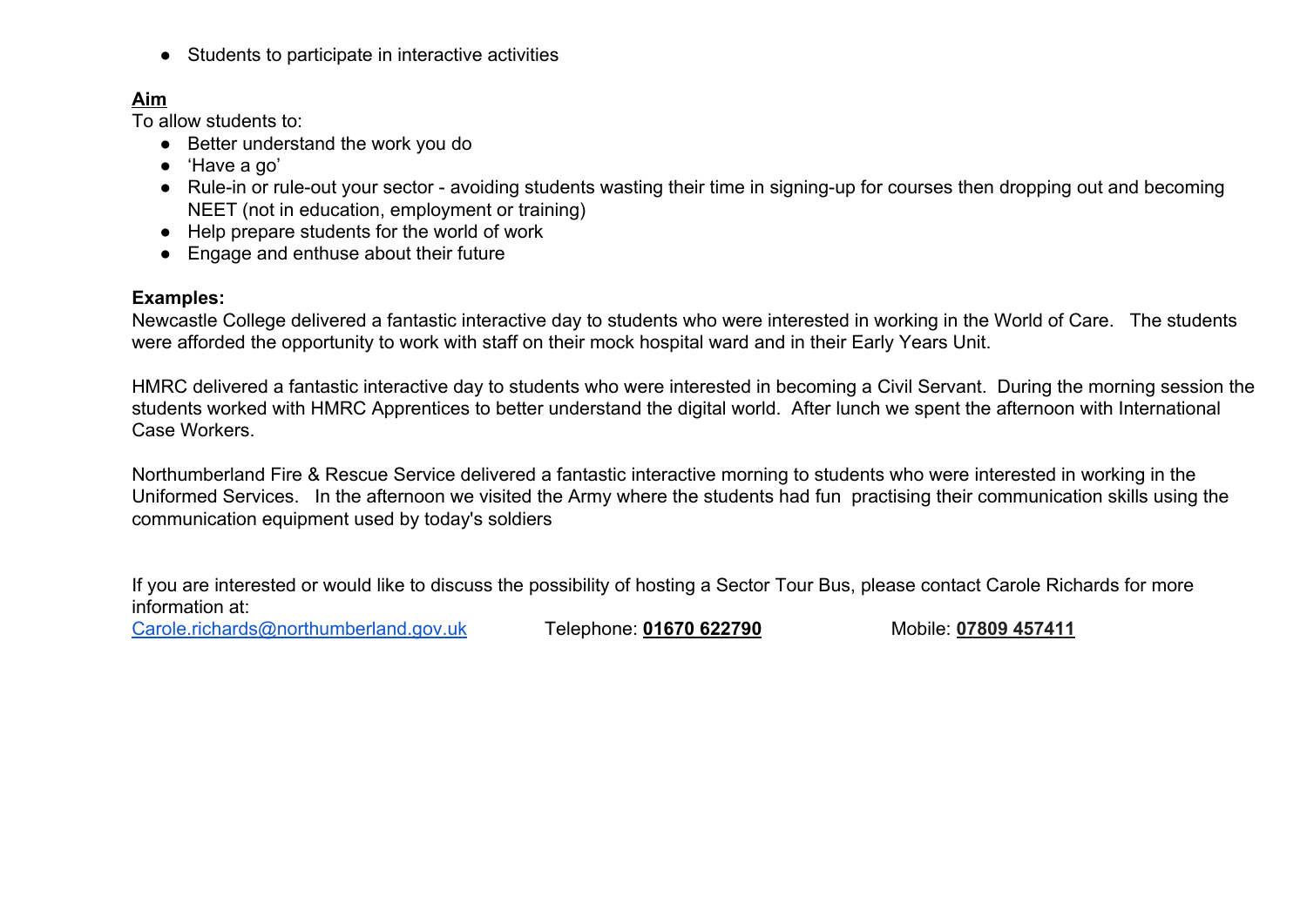- Students to participate in interactive activities

**Aim**

To allow students to:

- Better understand the work you do
- ‘Have a go’
- Rule-in or rule-out your sector - avoiding students wasting their time in signing-up for courses then dropping out and becoming NEET (not in education, employment or training)
- Help prepare students for the world of work
- Engage and enthuse about their future

**Examples:**

Newcastle College delivered a fantastic interactive day to students who were interested in working in the World of Care. The students were afforded the opportunity to work with staff on their mock hospital ward and in their Early Years Unit.

HMRC delivered a fantastic interactive day to students who were interested in becoming a Civil Servant. During the morning session the students worked with HMRC Apprentices to better understand the digital world. After lunch we spent the afternoon with International Case Workers.

Northumberland Fire & Rescue Service delivered a fantastic interactive morning to students who were interested in working in the Uniformed Services. In the afternoon we visited the Army where the students had fun practising their communication skills using the communication equipment used by today's soldiers

If you are interested or would like to discuss the possibility of hosting a Sector Tour Bus, please contact Carole Richards for more information at:

Carole.richards@northumberland.gov.uk Telephone: **01670 622790** Mobile: **07809 457411**